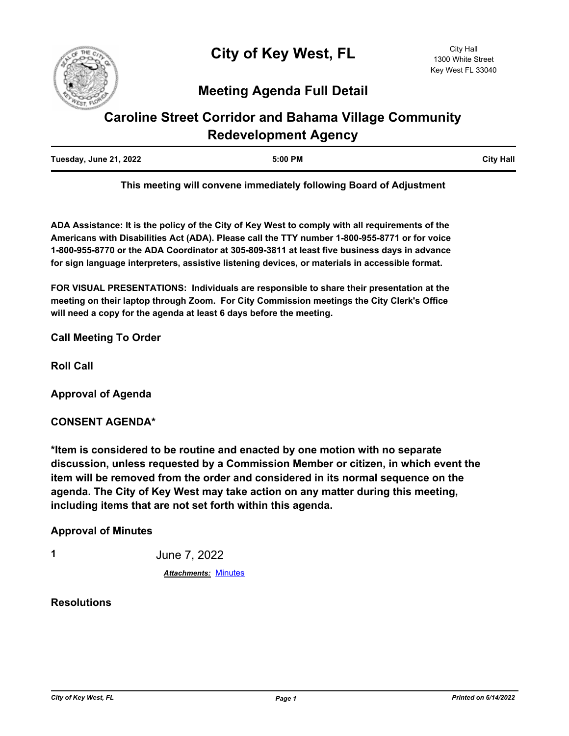# City of Key West, FL

City Hall
1300 White Street
Key West FL 33040

## Meeting Agenda Full Detail

# Caroline Street Corridor and Bahama Village Community Redevelopment Agency

| Tuesday, June 21, 2022 | 5:00 PM | City Hall |
|---|---|---|

**This meeting will convene immediately following Board of Adjustment**

**ADA Assistance: It is the policy of the City of Key West to comply with all requirements of the Americans with Disabilities Act (ADA). Please call the TTY number 1-800-955-8771 or for voice 1-800-955-8770 or the ADA Coordinator at 305-809-3811 at least five business days in advance for sign language interpreters, assistive listening devices, or materials in accessible format.**

**FOR VISUAL PRESENTATIONS: Individuals are responsible to share their presentation at the meeting on their laptop through Zoom. For City Commission meetings the City Clerk's Office will need a copy for the agenda at least 6 days before the meeting.**

### Call Meeting To Order

### Roll Call

### Approval of Agenda

### CONSENT AGENDA*

**\*Item is considered to be routine and enacted by one motion with no separate discussion, unless requested by a Commission Member or citizen, in which event the item will be removed from the order and considered in its normal sequence on the agenda. The City of Key West may take action on any matter during this meeting, including items that are not set forth within this agenda.**

### Approval of Minutes

**1** June 7, 2022

***Attachments:*** Minutes

### Resolutions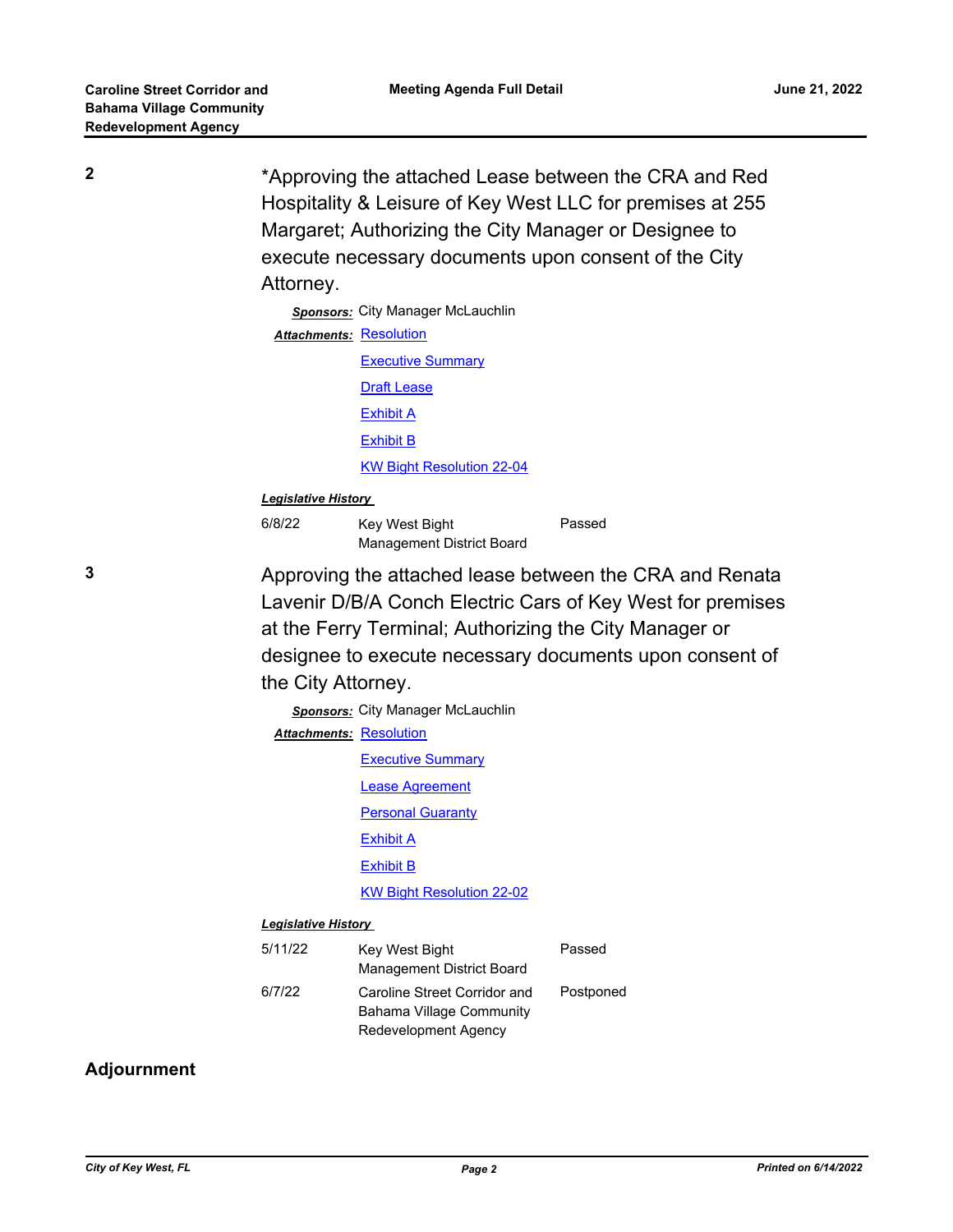**2**

*Approving the attached Lease between the CRA and Red Hospitality & Leisure of Key West LLC for premises at 255 Margaret; Authorizing the City Manager or Designee to execute necessary documents upon consent of the City Attorney.

***Sponsors:*** City Manager McLauchlin

***Attachments:*** Resolution
Executive Summary
Draft Lease
Exhibit A
Exhibit B
KW Bight Resolution 22-04

***Legislative History***

| | | |
|---|---|---|
| 6/8/22 | Key West Bight Management District Board | Passed |

**3**

Approving the attached lease between the CRA and Renata Lavenir D/B/A Conch Electric Cars of Key West for premises at the Ferry Terminal; Authorizing the City Manager or designee to execute necessary documents upon consent of the City Attorney.

***Sponsors:*** City Manager McLauchlin

***Attachments:*** Resolution
Executive Summary
Lease Agreement
Personal Guaranty
Exhibit A
Exhibit B
KW Bight Resolution 22-02

***Legislative History***

| | | |
|---|---|---|
| 5/11/22 | Key West Bight Management District Board | Passed |
| 6/7/22 | Caroline Street Corridor and Bahama Village Community Redevelopment Agency | Postponed |

## Adjournment